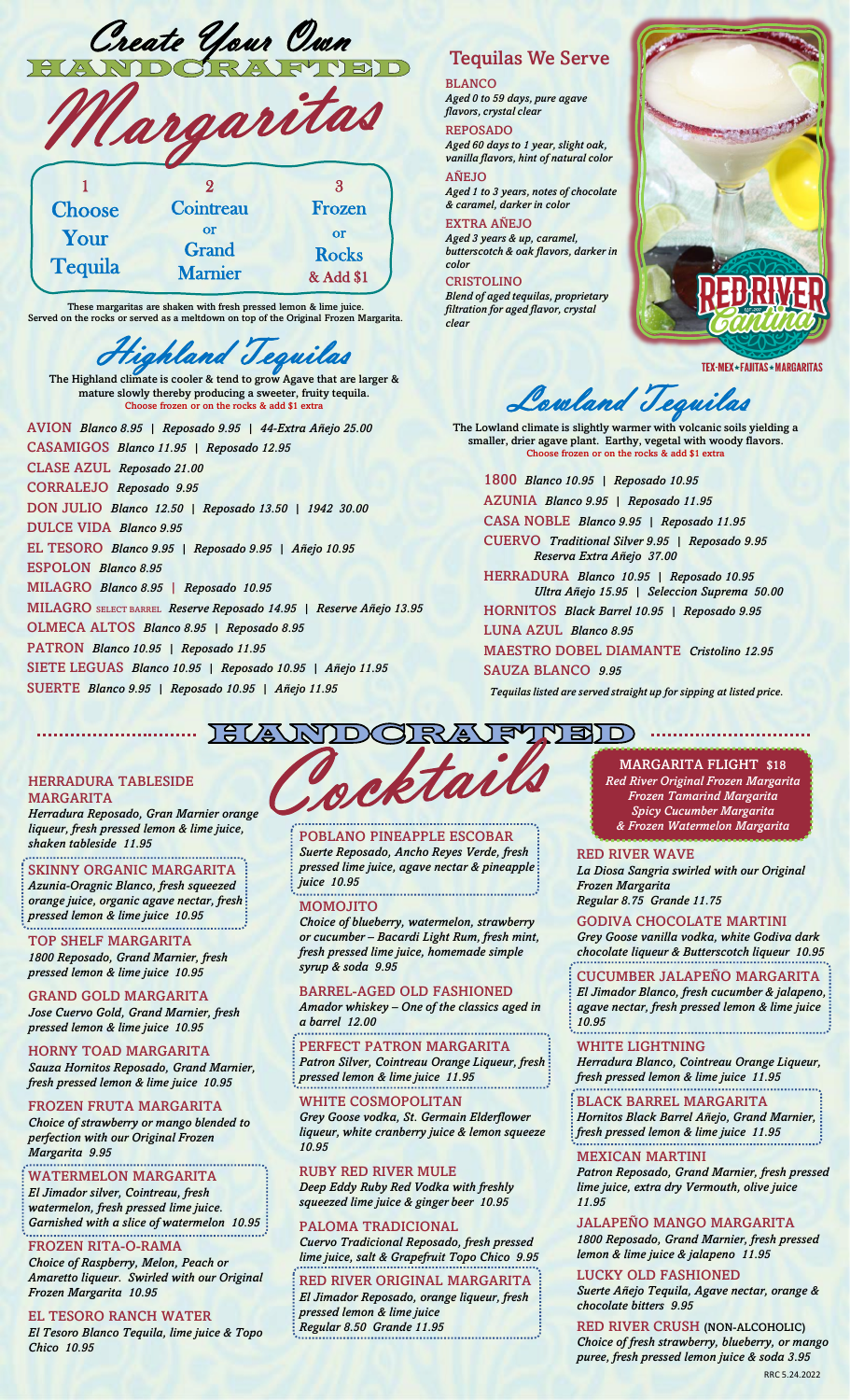Create Your Own

# HANDCRAFTED Margaritas

| 1 | 2 | 3 |
|---|---|---|
| Choose Your Tequila | Cointreau or Grand Marnier | Frozen or Rocks & Add $1 |

These margaritas are shaken with fresh pressed lemon & lime juice.
Served on the rocks or served as a meltdown on top of the Original Frozen Margarita.

## Highland Tequilas

The Highland climate is cooler & tend to grow Agave that are larger & mature slowly thereby producing a sweeter, fruity tequila.
Choose frozen or on the rocks & add $1 extra

**AVION** *Blanco 8.95 | Reposado 9.95 | 44-Extra Añejo 25.00*
**CASAMIGOS** *Blanco 11.95 | Reposado 12.95*
**CLASE AZUL** *Reposado 21.00*
**CORRALEJO** *Reposado 9.95*
**DON JULIO** *Blanco 12.50 | Reposado 13.50 | 1942 30.00*
**DULCE VIDA** *Blanco 9.95*
**EL TESORO** *Blanco 9.95 | Reposado 9.95 | Añejo 10.95*
**ESPOLON** *Blanco 8.95*
**MILAGRO** *Blanco 8.95 | Reposado 10.95*
**MILAGRO** SELECT BARREL *Reserve Reposado 14.95 | Reserve Añejo 13.95*
**OLMECA ALTOS** *Blanco 8.95 | Reposado 8.95*
**PATRON** *Blanco 10.95 | Reposado 11.95*
**SIETE LEGUAS** *Blanco 10.95 | Reposado 10.95 | Añejo 11.95*
**SUERTE** *Blanco 9.95 | Reposado 10.95 | Añejo 11.95*

## Tequilas We Serve

**BLANCO**
*Aged 0 to 59 days, pure agave flavors, crystal clear*

**REPOSADO**
*Aged 60 days to 1 year, slight oak, vanilla flavors, hint of natural color*

**AÑEJO**
*Aged 1 to 3 years, notes of chocolate & caramel, darker in color*

**EXTRA AÑEJO**
*Aged 3 years & up, caramel, butterscotch & oak flavors, darker in color*

**CRISTOLINO**
*Blend of aged tequilas, proprietary filtration for aged flavor, crystal clear*

RED RIVER Cantina
TEX-MEX • FAJITAS • MARGARITAS

## Lowland Tequilas

The Lowland climate is slightly warmer with volcanic soils yielding a smaller, drier agave plant. Earthy, vegetal with woody flavors.
Choose frozen or on the rocks & add $1 extra

**1800** *Blanco 10.95 | Reposado 10.95*
**AZUNIA** *Blanco 9.95 | Reposado 11.95*
**CASA NOBLE** *Blanco 9.95 | Reposado 11.95*
**CUERVO** *Traditional Silver 9.95 | Reposado 9.95 Reserva Extra Añejo 37.00*
**HERRADURA** *Blanco 10.95 | Reposado 10.95 Ultra Añejo 15.95 | Seleccion Suprema 50.00*
**HORNITOS** *Black Barrel 10.95 | Reposado 9.95*
**LUNA AZUL** *Blanco 8.95*
**MAESTRO DOBEL DIAMANTE** *Cristolino 12.95*
**SAUZA BLANCO** *9.95*

*Tequilas listed are served straight up for sipping at listed price.*

# HANDCRAFTED Cocktails

**HERRADURA TABLESIDE MARGARITA**
*Herradura Reposado, Gran Marnier orange liqueur, fresh pressed lemon & lime juice, shaken tableside 11.95*

**SKINNY ORGANIC MARGARITA**
*Azunia-Oragnic Blanco, fresh squeezed orange juice, organic agave nectar, fresh pressed lemon & lime juice 10.95*

**TOP SHELF MARGARITA**
*1800 Reposado, Grand Marnier, fresh pressed lemon & lime juice 10.95*

**GRAND GOLD MARGARITA**
*Jose Cuervo Gold, Grand Marnier, fresh pressed lemon & lime juice 10.95*

**HORNY TOAD MARGARITA**
*Sauza Hornitos Reposado, Grand Marnier, fresh pressed lemon & lime juice 10.95*

**FROZEN FRUTA MARGARITA**
*Choice of strawberry or mango blended to perfection with our Original Frozen Margarita 9.95*

**WATERMELON MARGARITA**
*El Jimador silver, Cointreau, fresh watermelon, fresh pressed lime juice. Garnished with a slice of watermelon 10.95*

**FROZEN RITA-O-RAMA**
*Choice of Raspberry, Melon, Peach or Amaretto liqueur. Swirled with our Original Frozen Margarita 10.95*

**EL TESORO RANCH WATER**
*El Tesoro Blanco Tequila, lime juice & Topo Chico 10.95*

**POBLANO PINEAPPLE ESCOBAR**
*Suerte Reposado, Ancho Reyes Verde, fresh pressed lime juice, agave nectar & pineapple juice 10.95*

**MOMOJITO**
*Choice of blueberry, watermelon, strawberry or cucumber – Bacardi Light Rum, fresh mint, fresh pressed lime juice, homemade simple syrup & soda 9.95*

**BARREL-AGED OLD FASHIONED**
*Amador whiskey – One of the classics aged in a barrel 12.00*

**PERFECT PATRON MARGARITA**
*Patron Silver, Cointreau Orange Liqueur, fresh pressed lemon & lime juice 11.95*

**WHITE COSMOPOLITAN**
*Grey Goose vodka, St. Germain Elderflower liqueur, white cranberry juice & lemon squeeze 10.95*

**RUBY RED RIVER MULE**
*Deep Eddy Ruby Red Vodka with freshly squeezed lime juice & ginger beer 10.95*

**PALOMA TRADICIONAL**
*Cuervo Tradicional Reposado, fresh pressed lime juice, salt & Grapefruit Topo Chico 9.95*

**RED RIVER ORIGINAL MARGARITA**
*El Jimador Reposado, orange liqueur, fresh pressed lemon & lime juice*
*Regular 8.50 Grande 11.95*

**MARGARITA FLIGHT $18**
*Red River Original Frozen Margarita*
*Frozen Tamarind Margarita*
*Spicy Cucumber Margarita*
*& Frozen Watermelon Margarita*

**RED RIVER WAVE**
*La Diosa Sangria swirled with our Original Frozen Margarita*
*Regular 8.75 Grande 11.75*

**GODIVA CHOCOLATE MARTINI**
*Grey Goose vanilla vodka, white Godiva dark chocolate liqueur & Butterscotch liqueur 10.95*

**CUCUMBER JALAPEÑO MARGARITA**
*El Jimador Blanco, fresh cucumber & jalapeno, agave nectar, fresh pressed lemon & lime juice 10.95*

**WHITE LIGHTNING**
*Herradura Blanco, Cointreau Orange Liqueur, fresh pressed lemon & lime juice 11.95*

**BLACK BARREL MARGARITA**
*Hornitos Black Barrel Añejo, Grand Marnier, fresh pressed lemon & lime juice 11.95*

**MEXICAN MARTINI**
*Patron Reposado, Grand Marnier, fresh pressed lime juice, extra dry Vermouth, olive juice 11.95*

**JALAPEÑO MANGO MARGARITA**
*1800 Reposado, Grand Marnier, fresh pressed lemon & lime juice & jalapeno 11.95*

**LUCKY OLD FASHIONED**
*Suerte Añejo Tequila, Agave nectar, orange & chocolate bitters 9.95*

**RED RIVER CRUSH** (NON-ALCOHOLIC)
*Choice of fresh strawberry, blueberry, or mango puree, fresh pressed lemon juice & soda 3.95*

RRC 5.24.2022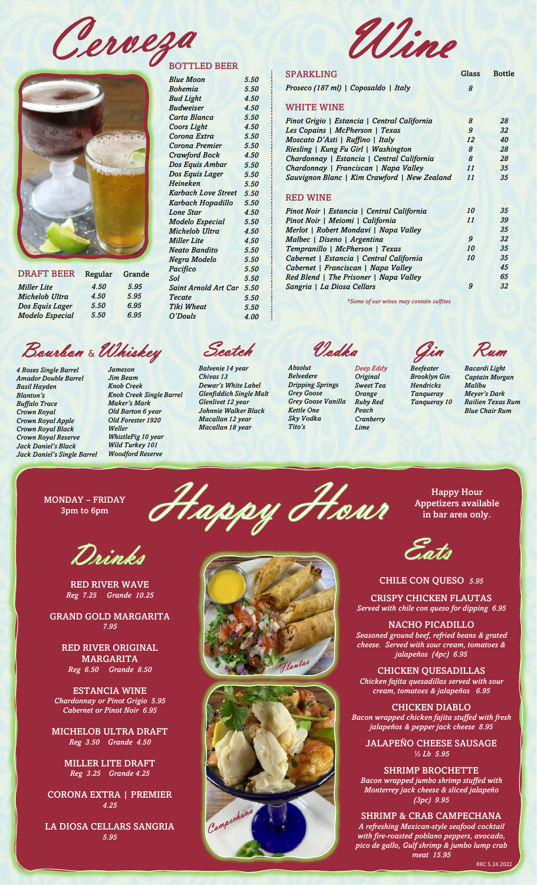# Cerveza

## BOTTLED BEER

| | |
|---|---|
| *Blue Moon* | *5.50* |
| *Bohemia* | *5.50* |
| *Bud Light* | *4.50* |
| *Budweiser* | *4.50* |
| *Carta Blanca* | *5.50* |
| *Coors Light* | *4.50* |
| *Corona Extra* | *5.50* |
| *Corona Premier* | *5.50* |
| *Crawford Bock* | *4.50* |
| *Dos Equis Ambar* | *5.50* |
| *Dos Equis Lager* | *5.50* |
| *Heineken* | *5.50* |
| *Karbach Love Street* | *5.50* |
| *Karbach Hopadillo* | *5.50* |
| *Lone Star* | *4.50* |
| *Modelo Especial* | *5.50* |
| *Michelob Ultra* | *4.50* |
| *Miller Lite* | *4.50* |
| *Neato Bandito* | *5.50* |
| *Negra Modelo* | *5.50* |
| *Pacifico* | *5.50* |
| *Sol* | *5.50* |
| *Saint Arnold Art Car* | *5.50* |
| *Tecate* | *5.50* |
| *Tiki Wheat* | *5.50* |
| *O'Douls* | *4.00* |

## DRAFT BEER

| DRAFT BEER | Regular | Grande |
|---|---|---|
| *Miller Lite* | *4.50* | *5.95* |
| *Michelob Ultra* | *4.50* | *5.95* |
| *Dos Equis Lager* | *5.50* | *6.95* |
| *Modelo Especial* | *5.50* | *6.95* |

# Wine

| SPARKLING | Glass | Bottle |
|---|---|---|
| *Proseco (187 ml) \| Coposaldo \| Italy* | *8* | |
| **WHITE WINE** | | |
| *Pinot Grigio \| Estancia \| Central California* | *8* | *28* |
| *Les Copains \| McPherson \| Texas* | *9* | *32* |
| *Moscato D'Asti \| Ruffino \| Italy* | *12* | *40* |
| *Riesling \| Kung Fu Girl \| Washington* | *8* | *28* |
| *Chardonnay \| Estancia \| Central California* | *8* | *28* |
| *Chardonnay \| Franciscan \| Napa Valley* | *11* | *35* |
| *Sauvignon Blanc \| Kim Crawford \| New Zealand* | *11* | *35* |
| **RED WINE** | | |
| *Pinot Noir \| Estancia \| Central California* | *10* | *35* |
| *Pinot Noir \| Meiomi \| California* | *11* | *39* |
| *Merlot \| Robert Mondavi \| Napa Valley* | | *35* |
| *Malbec \| Diseno \| Argentina* | *9* | *32* |
| *Tempranillo \| McPherson \| Texas* | *10* | *35* |
| *Cabernet \| Estancia \| Central California* | *10* | *35* |
| *Cabernet \| Franciscan \| Napa Valley* | | *45* |
| *Red Blend \| The Prisoner \| Napa Valley* | | *65* |
| *Sangria \| La Diosa Cellars* | *9* | *32* |

*\*Some of our wines may contain sulfites*

# Bourbon & Whiskey

*4 Roses Single Barrel*
*Amador Double Barrel*
*Basil Hayden*
*Blanton's*
*Buffalo Trace*
*Crown Royal*
*Crown Royal Apple*
*Crown Royal Black*
*Crown Royal Reserve*
*Jack Daniel's Black*
*Jack Daniel's Single Barrel*
*Jameson*
*Jim Beam*
*Knob Creek*
*Knob Creek Single Barrel*
*Maker's Mark*
*Old Barton 6 year*
*Old Forester 1920*
*Weller*
*WhistlePig 10 year*
*Wild Turkey 101*
*Woodford Reserve*

# Scotch

*Balvenie 14 year*
*Chivas 13*
*Dewar's White Label*
*Glenfiddich Single Malt*
*Glenlivet 12 year*
*Johnnie Walker Black*
*Macallan 12 year*
*Macallan 18 year*

# Vodka

*Absolut*
*Belvedere*
*Dripping Springs*
*Grey Goose*
*Grey Goose Vanilla*
*Kettle One*
*Sky Vodka*
*Tito's*

*Deep Eddy*
*Original*
*Sweet Tea*
*Orange*
*Ruby Red*
*Peach*
*Cranberry*
*Lime*

# Gin

*Beefeater*
*Brooklyn Gin*
*Hendricks*
*Tanqueray*
*Tanqueray 10*

# Rum

*Bacardi Light*
*Captain Morgan*
*Malibu*
*Meyer's Dark*
*Railien Texas Rum*
*Blue Chair Rum*

# Happy Hour

**MONDAY – FRIDAY**
**3pm to 6pm**

**Happy Hour Appetizers available in bar area only.**

## Drinks

**RED RIVER WAVE**
*Reg 7.25 Grande 10.25*

**GRAND GOLD MARGARITA**
*7.95*

**RED RIVER ORIGINAL MARGARITA**
*Reg 6.50 Grande 8.50*

**ESTANCIA WINE**
*Chardonnay or Pinot Grigio 5.95*
*Cabernet or Pinot Noir 6.95*

**MICHELOB ULTRA DRAFT**
*Reg 3.50 Grande 4.50*

**MILLER LITE DRAFT**
*Reg 3.25 Grande 4.25*

**CORONA EXTRA | PREMIER**
*4.25*

**LA DIOSA CELLARS SANGRIA**
*5.95*

Flautas

Campechana

## Eats

**CHILE CON QUESO** *5.95*

**CRISPY CHICKEN FLAUTAS**
*Served with chile con queso for dipping 6.95*

**NACHO PICADILLO**
*Seasoned ground beef, refried beans & grated cheese. Served with sour cream, tomatoes & jalapeños (4pc) 6.95*

**CHICKEN QUESADILLAS**
*Chicken fajita quesadillas served with sour cream, tomatoes & jalapeños 6.95*

**CHICKEN DIABLO**
*Bacon wrapped chicken fajita stuffed with fresh jalapeños & pepper jack cheese 8.95*

**JALAPEÑO CHEESE SAUSAGE**
*½ Lb 5.95*

**SHRIMP BROCHETTE**
*Bacon wrapped jumbo shrimp stuffed with Monterrey jack cheese & sliced jalapeño (3pc) 9.95*

**SHRIMP & CRAB CAMPECHANA**
*A refreshing Mexican-style seafood cocktail with fire-roasted poblano peppers, avocado, pico de gallo, Gulf shrimp & jumbo lump crab meat 15.95*

RRC 5.24.2022